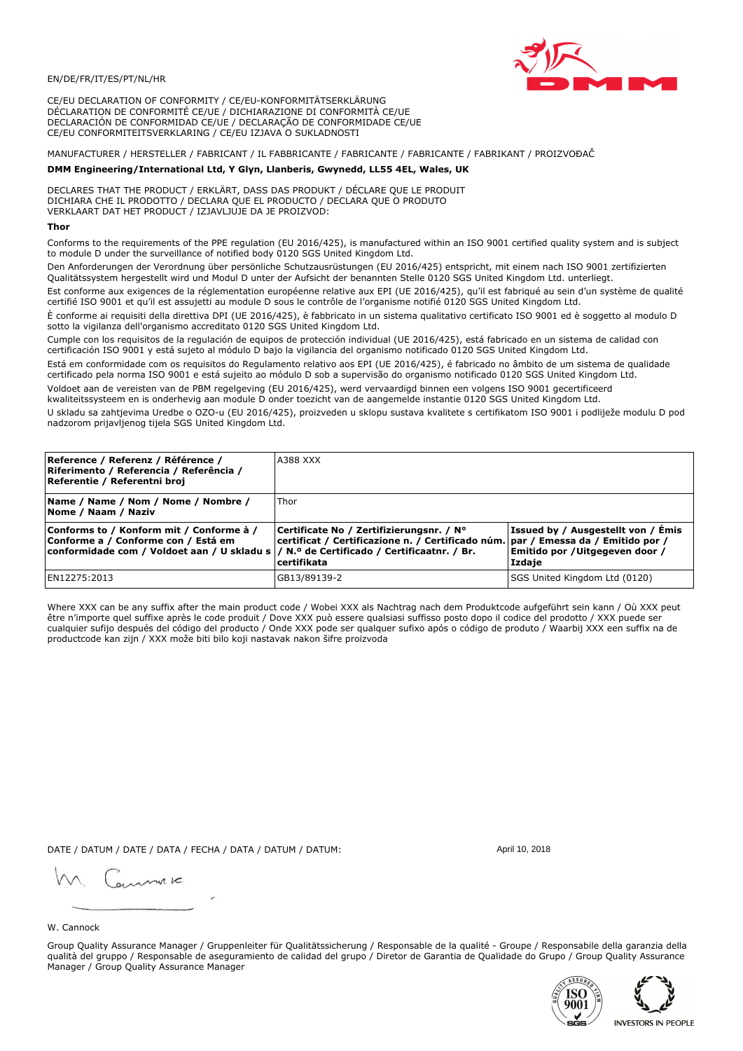EN/DE/FR/IT/ES/PT/NL/HR

CE/EU DECLARATION OF CONFORMITY / CE/EU-KONFORMITÄTSERKLÄRUNG
DÉCLARATION DE CONFORMITÉ CE/UE / DICHIARAZIONE DI CONFORMITÀ CE/UE
DECLARACIÓN DE CONFORMIDAD CE/UE / DECLARAÇÃO DE CONFORMIDADE CE/UE
CE/EU CONFORMITEITSVERKLARING / CE/EU IZJAVA O SUKLADNOSTI

MANUFACTURER / HERSTELLER / FABRICANT / IL FABBRICANTE / FABRICANTE / FABRICANTE / FABRIKANT / PROIZVOĐAČ

**DMM Engineering/International Ltd, Y Glyn, Llanberis, Gwynedd, LL55 4EL, Wales, UK**

DECLARES THAT THE PRODUCT / ERKLÄRT, DASS DAS PRODUKT / DÉCLARE QUE LE PRODUIT
DICHIARA CHE IL PRODOTTO / DECLARA QUE EL PRODUCTO / DECLARA QUE O PRODUTO
VERKLAART DAT HET PRODUCT / IZJAVLJUJE DA JE PROIZVOD:

**Thor**

Conforms to the requirements of the PPE regulation (EU 2016/425), is manufactured within an ISO 9001 certified quality system and is subject to module D under the surveillance of notified body 0120 SGS United Kingdom Ltd.

Den Anforderungen der Verordnung über persönliche Schutzausrüstungen (EU 2016/425) entspricht, mit einem nach ISO 9001 zertifizierten Qualitätssystem hergestellt wird und Modul D unter der Aufsicht der benannten Stelle 0120 SGS United Kingdom Ltd. unterliegt.

Est conforme aux exigences de la réglementation européenne relative aux EPI (UE 2016/425), qu'il est fabriqué au sein d'un système de qualité certifié ISO 9001 et qu'il est assujetti au module D sous le contrôle de l'organisme notifié 0120 SGS United Kingdom Ltd.

È conforme ai requisiti della direttiva DPI (UE 2016/425), è fabbricato in un sistema qualitativo certificato ISO 9001 ed è soggetto al modulo D sotto la vigilanza dell'organismo accreditato 0120 SGS United Kingdom Ltd.

Cumple con los requisitos de la regulación de equipos de protección individual (UE 2016/425), está fabricado en un sistema de calidad con certificación ISO 9001 y está sujeto al módulo D bajo la vigilancia del organismo notificado 0120 SGS United Kingdom Ltd.

Está em conformidade com os requisitos do Regulamento relativo aos EPI (UE 2016/425), é fabricado no âmbito de um sistema de qualidade certificado pela norma ISO 9001 e está sujeito ao módulo D sob a supervisão do organismo notificado 0120 SGS United Kingdom Ltd.

Voldoet aan de vereisten van de PBM regelgeving (EU 2016/425), werd vervaardigd binnen een volgens ISO 9001 gecertificeerd kwaliteitssysteem en is onderhevig aan module D onder toezicht van de aangemelde instantie 0120 SGS United Kingdom Ltd.

U skladu sa zahtjevima Uredbe o OZO-u (EU 2016/425), proizveden u sklopu sustava kvalitete s certifikatom ISO 9001 i podliježe modulu D pod nadzorom prijavljenog tijela SGS United Kingdom Ltd.

| **Reference / Referenz / Référence / Riferimento / Referencia / Referência / Referentie / Referentni broj** | A388 XXX | |
|---|---|---|
| **Name / Name / Nom / Nome / Nombre / Nome / Naam / Naziv** | Thor | |
| **Conforms to / Konform mit / Conforme à / Conforme a / Conforme con / Está em conformidade com / Voldoet aan / U skladu s** | **Certificate No / Zertifizierungsnr. / N° certificat / Certificazione n. / Certificado núm. / N.º de Certificado / Certificaatnr. / Br. certifikata** | **Issued by / Ausgestellt von / Émis par / Emessa da / Emitido por / Emitido por / Uitgegeven door / Izdaje** |
| EN12275:2013 | GB13/89139-2 | SGS United Kingdom Ltd (0120) |

Where XXX can be any suffix after the main product code / Wobei XXX als Nachtrag nach dem Produktcode aufgeführt sein kann / Où XXX peut être n'importe quel suffixe après le code produit / Dove XXX può essere qualsiasi suffisso posto dopo il codice del prodotto / XXX puede ser cualquier sufijo después del código del producto / Onde XXX pode ser qualquer sufixo após o código de produto / Waarbij XXX een suffix na de productcode kan zijn / XXX može biti bilo koji nastavak nakon šifre proizvoda

DATE / DATUM / DATE / DATA / FECHA / DATA / DATUM / DATUM: April 10, 2018

W. Cannock

Group Quality Assurance Manager / Gruppenleiter für Qualitätssicherung / Responsable de la qualité - Groupe / Responsabile della garanzia della qualità del gruppo / Responsable de aseguramiento de calidad del grupo / Diretor de Garantia de Qualidade do Grupo / Group Quality Assurance Manager / Group Quality Assurance Manager

INVESTORS IN PEOPLE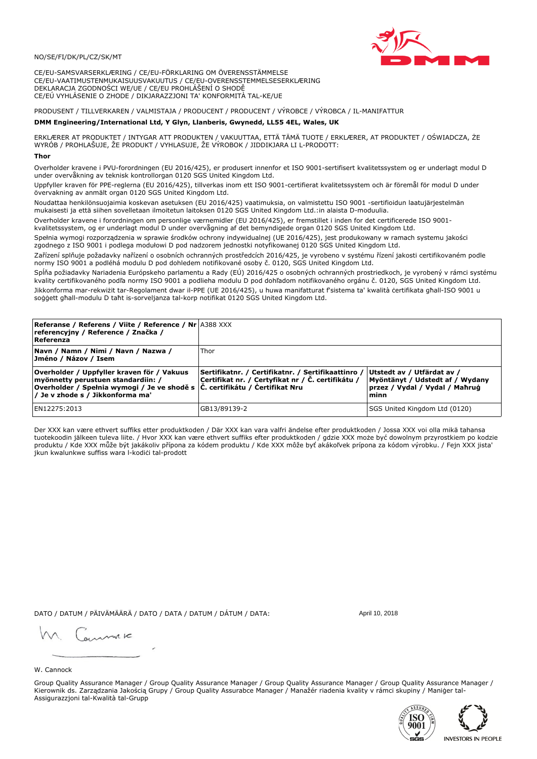NO/SE/FI/DK/PL/CZ/SK/MT

CE/EU-SAMSVARSERKLÆRING / CE/EU-FÖRKLARING OM ÖVERENSSTÄMMELSE
CE/EU-VAATIMUSTENMUKAISUUSVAKUUTUS / CE/EU-OVERENSSTEMMELSESERKLÆRING
DEKLARACJA ZGODNOŚCI WE/UE / CE/EU PROHLÁŠENÍ O SHODĚ
CE/EÚ VYHLÁSENIE O ZHODE / DIKJARAZZJONI TA' KONFORMITÀ TAL-KE/UE

PRODUSENT / TILLVERKAREN / VALMISTAJA / PRODUCENT / PRODUCENT / VÝROBCE / VÝROBCA / IL-MANIFATTUR

**DMM Engineering/International Ltd, Y Glyn, Llanberis, Gwynedd, LL55 4EL, Wales, UK**

ERKLÆRER AT PRODUKTET / INTYGAR ATT PRODUKTEN / VAKUUTTAA, ETTÄ TÄMÄ TUOTE / ERKLÆRER, AT PRODUKTET / OŚWIADCZA, ŻE WYRÓB / PROHLAŠUJE, ŽE PRODUKT / VYHLASUJE, ŽE VÝROBOK / JIDDIKJARA LI L-PRODOTT:

**Thor**

Overholder kravene i PVU-forordningen (EU 2016/425), er produsert innenfor et ISO 9001-sertifisert kvalitetssystem og er underlagt modul D under overvåkning av teknisk kontrollorgan 0120 SGS United Kingdom Ltd.

Uppfyller kraven för PPE-reglerna (EU 2016/425), tillverkas inom ett ISO 9001-certifierat kvalitetssystem och är föremål för modul D under övervakning av anmält organ 0120 SGS United Kingdom Ltd.

Noudattaa henkilönsuojaimia koskevan asetuksen (EU 2016/425) vaatimuksia, on valmistettu ISO 9001 -sertifioidun laatujärjestelmän mukaisesti ja että siihen sovelletaan ilmoitetun laitoksen 0120 SGS United Kingdom Ltd.:in alaista D-moduulia.

Overholder kravene i forordningen om personlige værnemidler (EU 2016/425), er fremstillet i inden for det certificerede ISO 9001-kvalitetssystem, og er underlagt modul D under overvågning af det bemyndigede organ 0120 SGS United Kingdom Ltd.

Spełnia wymogi rozporządzenia w sprawie środków ochrony indywidualnej (UE 2016/425), jest produkowany w ramach systemu jakości zgodnego z ISO 9001 i podlega modułowi D pod nadzorem jednostki notyfikowanej 0120 SGS United Kingdom Ltd.

Zařízení splňuje požadavky nařízení o osobních ochranných prostředcích 2016/425, je vyrobeno v systému řízení jakosti certifikovaném podle normy ISO 9001 a podléhá modulu D pod dohledem notifikované osoby č. 0120, SGS United Kingdom Ltd.

Spĺňa požiadavky Nariadenia Európskeho parlamentu a Rady (EÚ) 2016/425 o osobných ochranných prostriedkoch, je vyrobený v rámci systému kvality certifikovaného podľa normy ISO 9001 a podlieha modulu D pod dohľadom notifikovaného orgánu č. 0120, SGS United Kingdom Ltd.

Jikkonforma mar-rekwiżit tar-Regolament dwar il-PPE (UE 2016/425), u huwa manifatturat f'sistema ta' kwalità ċertifikata għall-ISO 9001 u soġġett għall-modulu D taħt is-sorveljanza tal-korp notifikat 0120 SGS United Kingdom Ltd.

| **Referanse / Referens / Viite / Reference / Nr referencyjny / Reference / Značka / Referenza** | A388 XXX | |
|---|---|---|
| **Navn / Namn / Nimi / Navn / Nazwa / Jméno / Názov / Isem** | Thor | |
| **Overholder / Uppfyller kraven för / Vakuus myönnetty perustuen standardiin: / Overholder / Spełnia wymogi / Je ve shodě s / Je v zhode s / Jikkonforma ma'** | **Sertifikatnr. / Certifikatnr. / Sertifikaattinro / Certifikat nr. / Certyfikat nr / Č. certifikátu / Č. certifikátu / Ċertifikat Nru** | **Utstedt av / Utfärdat av / Myöntänyt / Udstedt af / Wydany przez / Vydal / Vydal / Maħruġ minn** |
| EN12275:2013 | GB13/89139-2 | SGS United Kingdom Ltd (0120) |

Der XXX kan være ethvert suffiks etter produktkoden / Där XXX kan vara valfri ändelse efter produktkoden / Jossa XXX voi olla mikä tahansa tuotekoodin jälkeen tuleva liite. / Hvor XXX kan være ethvert suffiks efter produktkoden / gdzie XXX może być dowolnym przyrostkiem po kodzie produktu / Kde XXX může být jakákoliv přípona za kódem produktu / Kde XXX môže byť akákoľvek prípona za kódom výrobku. / Fejn XXX jista' jkun kwalunkwe suffiss wara l-kodiċi tal-prodott

DATO / DATUM / PÄIVÄMÄÄRÄ / DATO / DATA / DATUM / DÁTUM / DATA: April 10, 2018

W. Cannock

Group Quality Assurance Manager / Group Quality Assurance Manager / Group Quality Assurance Manager / Group Quality Assurance Manager / Kierownik ds. Zarządzania Jakością Grupy / Group Quality Assurabce Manager / Manažér riadenia kvality v rámci skupiny / Maniġer tal-Assigurazzjoni tal-Kwalità tal-Grupp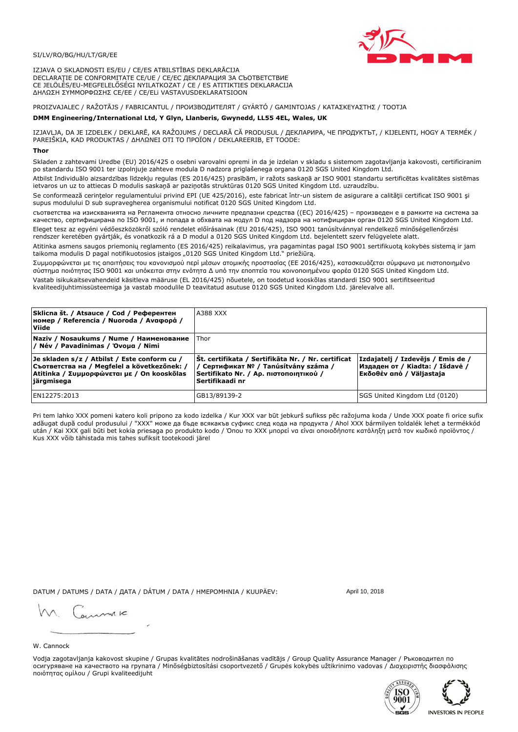SI/LV/RO/BG/HU/LT/GR/EE

IZJAVA O SKLADNOSTI ES/EU / CE/ES ATBILSTĪBAS DEKLARĀCIJA
DECLARAȚIE DE CONFORMITATE CE/UE / CE/ЕС ДЕКЛАРАЦИЯ ЗА СЪОТВЕТСТВИЕ
CE JELÖLÉS/EU-MEGFELELŐSÉGI NYILATKOZAT / CE / ES ATITIKTIES DEKLARACIJA
ΔΗΛΩΣΗ ΣΥΜΜΟΡΦΩΣΗΣ CE/EE / CE/ELi VASTAVUSDEKLARATSIOON

PROIZVAJALEC / RAŽOTĀJS / FABRICANTUL / ПРОИЗВОДИТЕЛЯТ / GYÁRTÓ / GAMINTOJAS / ΚΑΤΑΣΚΕΥΑΣΤΗΣ / TOOTJA

**DMM Engineering/International Ltd, Y Glyn, Llanberis, Gwynedd, LL55 4EL, Wales, UK**

IZJAVLJA, DA JE IZDELEK / DEKLARĒ, KA RAŽOJUMS / DECLARĂ CĂ PRODUSUL / ДЕКЛАРИРА, ЧЕ ПРОДУКТЪТ, / KIJELENTI, HOGY A TERMÉK / PAREIŠKIA, KAD PRODUKTAS / ΔΗΛΩΝΕΙ ΟΤΙ ΤΟ ΠΡΟΪΟΝ / DEKLAREERIB, ET TOODE:

**Thor**

Skladen z zahtevami Uredbe (EU) 2016/425 o osebni varovalni opremi in da je izdelan v skladu s sistemom zagotavljanja kakovosti, certificiranim po standardu ISO 9001 ter izpolnjuje zahteve modula D nadzora priglašenega organa 0120 SGS United Kingdom Ltd.

Atbilst Individuālo aizsardzības līdzekļu regulas (ES 2016/425) prasībām, ir ražots saskaņā ar ISO 9001 standartu sertificētas kvalitātes sistēmas ietvaros un uz to attiecas D modulis saskaņā ar paziņotās struktūras 0120 SGS United Kingdom Ltd. uzraudzību.

Se conformează cerințelor regulamentului privind EPI (UE 425/2016), este fabricat într-un sistem de asigurare a calității certificat ISO 9001 și supus modulului D sub supravegherea organismului notificat 0120 SGS United Kingdom Ltd.

съответства на изискванията на Регламента относно личните предпазни средства ((ЕС) 2016/425) – произведен е в рамките на система за качество, сертифицирана по ISO 9001, и попада в обхвата на модул D под надзора на нотифициран орган 0120 SGS United Kingdom Ltd.

Eleget tesz az egyéni védőeszközökről szóló rendelet előírásainak (EU 2016/425), ISO 9001 tanúsítvánnyal rendelkező minőségellenőrzési rendszer keretében gyártják, és vonatkozik rá a D modul a 0120 SGS United Kingdom Ltd. bejelentett szerv felügyelete alatt.

Atitinka asmens saugos priemonių reglamento (ES 2016/425) reikalavimus, yra pagamintas pagal ISO 9001 sertifikuotą kokybės sistemą ir jam taikoma modulis D pagal notifikuotosios įstaigos „0120 SGS United Kingdom Ltd." priežiūrą.

Συμμορφώνεται με τις απαιτήσεις του κανονισμού περί μέσων ατομικής προστασίας (ΕΕ 2016/425), κατασκευάζεται σύμφωνα με πιστοποιημένο σύστημα ποιότητας ISO 9001 και υπόκειται στην ενότητα Δ υπό την εποπτεία του κοινοποιημένου φορέα 0120 SGS United Kingdom Ltd.

Vastab isikukaitsevahendeid käsitleva määruse (EL 2016/425) nõuetele, on toodetud kooskõlas standardi ISO 9001 sertifitseeritud kvaliteedijuhtimissüsteemiga ja vastab moodulile D teavitatud asutuse 0120 SGS United Kingdom Ltd. järelevalve all.

| | | |
|---|---|---|
| **Sklicna št. / Atsauce / Cod / Референтен номер / Referencia / Nuoroda / Αναφορά / Viide** | A388 XXX | |
| **Naziv / Nosaukums / Nume / Наименование / Név / Pavadinimas / Όνομα / Nimi** | Thor | |
| **Je skladen s/z / Atbilst / Este conform cu / Съответства на / Megfelel a következőnek: / Atitinka / Συμμορφώνεται με / On kooskõlas järgmisega** | **Št. certifikata / Sertifikāta Nr. / Nr. certificat / Сертификат № / Tanúsítvány száma / Sertifikato Nr. / Αρ. πιστοποιητικού / Sertifikaadi nr** | **Izdajatelj / Izdevējs / Emis de / Издаден от / Kiadta: / Išdavė / Εκδοθέν από / Väljastaja** |
| EN12275:2013 | GB13/89139-2 | SGS United Kingdom Ltd (0120) |

Pri tem lahko XXX pomeni katero koli pripono za kodo izdelka / Kur XXX var būt jebkurš sufikss pēc ražojuma koda / Unde XXX poate fi orice sufix adăugat după codul produsului / "XXX" може да бъде всякакъв суфикс след кода на продукта / Ahol XXX bármilyen toldalék lehet a termékkód után / Kai XXX gali būti bet kokia priesaga po produkto kodo / Όπου το XXX μπορεί να είναι οποιοδήποτε κατάληξη μετά τον κωδικό προϊόντος / Kus XXX võib tähistada mis tahes sufiksit tootekoodi järel

DATUM / DATUMS / DATA / ДАТА / DÁTUM / DATA / ΗΜΕΡΟΜΗΝΙΑ / KUUPÄEV: April 10, 2018

W. Cannock

Vodja zagotavljanja kakovost skupine / Grupas kvalitātes nodrošināšanas vadītājs / Group Quality Assurance Manager / Ръководител по осигуряване на качеството на групата / Minőségbiztosítási csoportvezető / Grupės kokybės užtikrinimo vadovas / Διαχειριστής διασφάλισης ποιότητας ομίλου / Grupi kvaliteedijuht